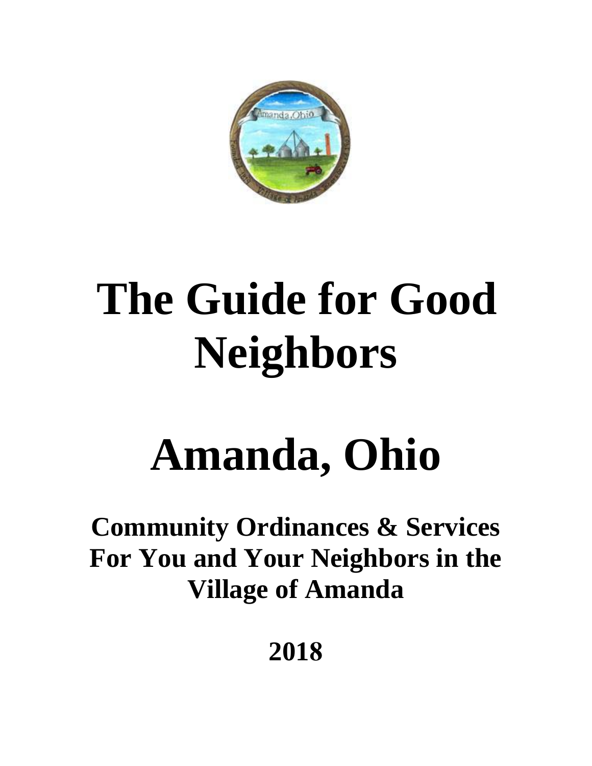# The Guide for Good Neighbors

# Amanda, Ohio

## Community Ordinances & Services For You and Your Neighbors in the Village of Amanda

## 2018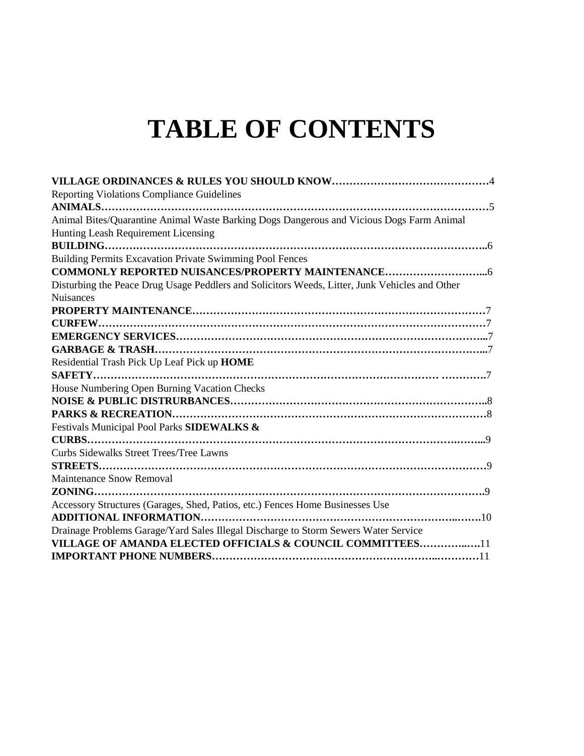# TABLE OF CONTENTS

**VILLAGE ORDINANCES & RULES YOU SHOULD KNOW**……………………………………4
Reporting Violations Compliance Guidelines
**ANIMALS**……………………………………………………………………………………………5
Animal Bites/Quarantine Animal Waste Barking Dogs Dangerous and Vicious Dogs Farm Animal Hunting Leash Requirement Licensing
**BUILDING**…………………………………………………………………………………………..6
Building Permits Excavation Private Swimming Pool Fences
**COMMONLY REPORTED NUISANCES/PROPERTY MAINTENANCE**………………………...6
Disturbing the Peace Drug Usage Peddlers and Solicitors Weeds, Litter, Junk Vehicles and Other Nuisances
**PROPERTY MAINTENANCE**………………………………………………………………………7
**CURFEW**……………………………………………………………………………………………7
**EMERGENCY SERVICES**…………………………………………………………………………...7
**GARBAGE & TRASH**………………………………………………………………………………...7
Residential Trash Pick Up Leaf Pick up **HOME SAFETY**…………………………………………………………………… ………….7
House Numbering Open Burning Vacation Checks
**NOISE & PUBLIC DISTRURBANCES**……………………………………………………………..8
**PARKS & RECREATION**……………………………………………………………………………8
Festivals Municipal Pool Parks **SIDEWALKS & CURBS**……………………………………………………………………………………………...9
Curbs Sidewalks Street Trees/Tree Lawns
**STREETS**……………………………………………………………………………………………9
Maintenance Snow Removal
**ZONING**……………………………………………………………………………………………9
Accessory Structures (Garages, Shed, Patios, etc.) Fences Home Businesses Use
**ADDITIONAL INFORMATION**……………………………………………………………..…….10
Drainage Problems Garage/Yard Sales Illegal Discharge to Storm Sewers Water Service
**VILLAGE OF AMANDA ELECTED OFFICIALS & COUNCIL COMMITTEES**…………..….11
**IMPORTANT PHONE NUMBERS**……………………………………………………..…………11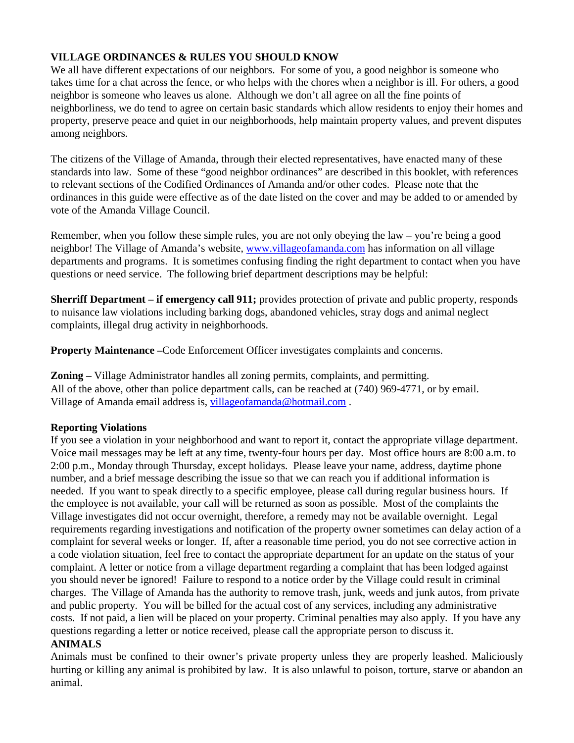## VILLAGE ORDINANCES & RULES YOU SHOULD KNOW

We all have different expectations of our neighbors. For some of you, a good neighbor is someone who takes time for a chat across the fence, or who helps with the chores when a neighbor is ill. For others, a good neighbor is someone who leaves us alone. Although we don't all agree on all the fine points of neighborliness, we do tend to agree on certain basic standards which allow residents to enjoy their homes and property, preserve peace and quiet in our neighborhoods, help maintain property values, and prevent disputes among neighbors.

The citizens of the Village of Amanda, through their elected representatives, have enacted many of these standards into law. Some of these "good neighbor ordinances" are described in this booklet, with references to relevant sections of the Codified Ordinances of Amanda and/or other codes. Please note that the ordinances in this guide were effective as of the date listed on the cover and may be added to or amended by vote of the Amanda Village Council.

Remember, when you follow these simple rules, you are not only obeying the law – you're being a good neighbor! The Village of Amanda's website, [www.villageofamanda.com](http://www.villageofamanda.com) has information on all village departments and programs. It is sometimes confusing finding the right department to contact when you have questions or need service. The following brief department descriptions may be helpful:

**Sherriff Department – if emergency call 911;** provides protection of private and public property, responds to nuisance law violations including barking dogs, abandoned vehicles, stray dogs and animal neglect complaints, illegal drug activity in neighborhoods.

**Property Maintenance –**Code Enforcement Officer investigates complaints and concerns.

**Zoning –** Village Administrator handles all zoning permits, complaints, and permitting.
All of the above, other than police department calls, can be reached at (740) 969-4771, or by email. Village of Amanda email address is, [villageofamanda@hotmail.com](mailto:villageofamanda@hotmail.com) .

**Reporting Violations**

If you see a violation in your neighborhood and want to report it, contact the appropriate village department. Voice mail messages may be left at any time, twenty-four hours per day. Most office hours are 8:00 a.m. to 2:00 p.m., Monday through Thursday, except holidays. Please leave your name, address, daytime phone number, and a brief message describing the issue so that we can reach you if additional information is needed. If you want to speak directly to a specific employee, please call during regular business hours. If the employee is not available, your call will be returned as soon as possible. Most of the complaints the Village investigates did not occur overnight, therefore, a remedy may not be available overnight. Legal requirements regarding investigations and notification of the property owner sometimes can delay action of a complaint for several weeks or longer. If, after a reasonable time period, you do not see corrective action in a code violation situation, feel free to contact the appropriate department for an update on the status of your complaint. A letter or notice from a village department regarding a complaint that has been lodged against you should never be ignored! Failure to respond to a notice order by the Village could result in criminal charges. The Village of Amanda has the authority to remove trash, junk, weeds and junk autos, from private and public property. You will be billed for the actual cost of any services, including any administrative costs. If not paid, a lien will be placed on your property. Criminal penalties may also apply. If you have any questions regarding a letter or notice received, please call the appropriate person to discuss it.

**ANIMALS**

Animals must be confined to their owner's private property unless they are properly leashed. Maliciously hurting or killing any animal is prohibited by law. It is also unlawful to poison, torture, starve or abandon an animal.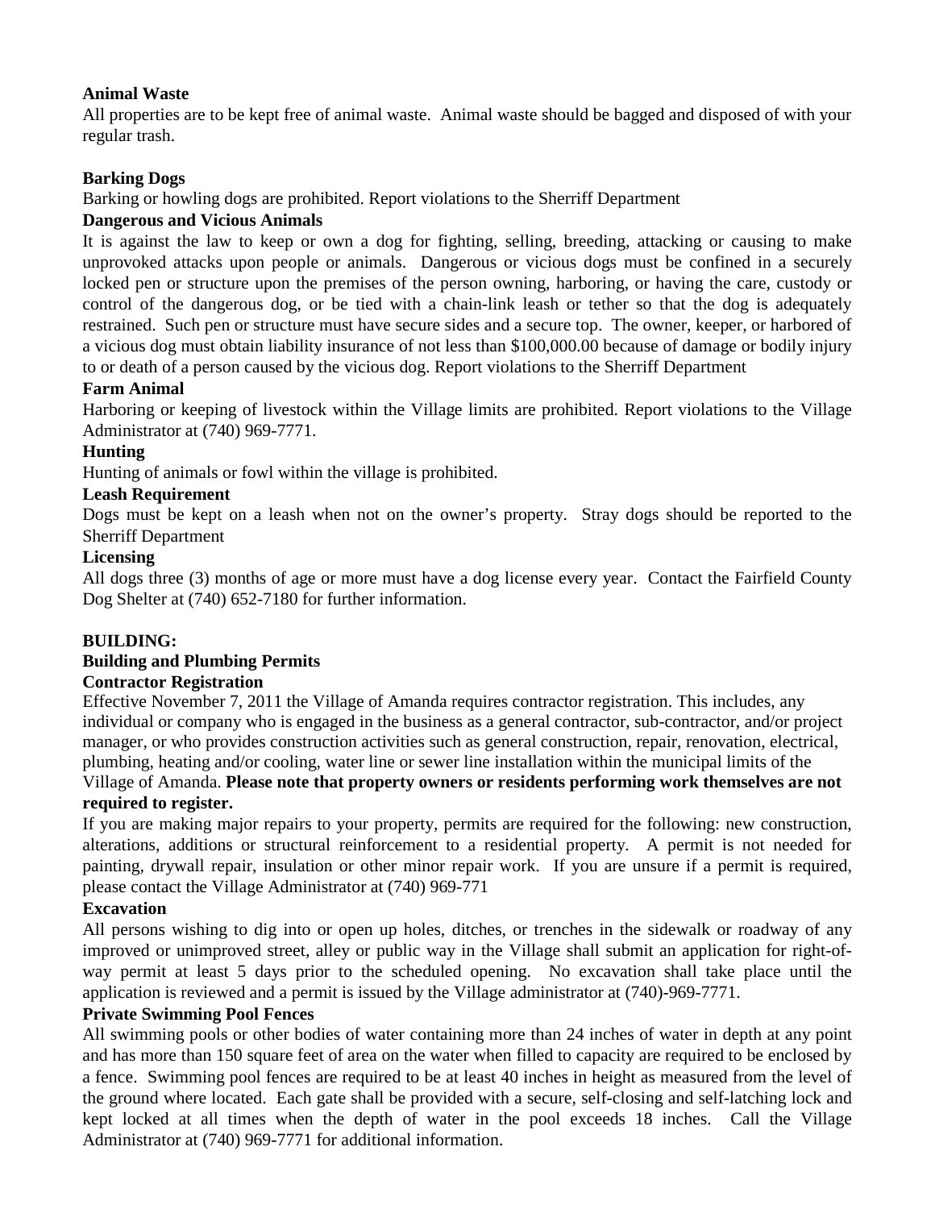**Animal Waste**

All properties are to be kept free of animal waste. Animal waste should be bagged and disposed of with your regular trash.

**Barking Dogs**

Barking or howling dogs are prohibited. Report violations to the Sherriff Department

**Dangerous and Vicious Animals**

It is against the law to keep or own a dog for fighting, selling, breeding, attacking or causing to make unprovoked attacks upon people or animals. Dangerous or vicious dogs must be confined in a securely locked pen or structure upon the premises of the person owning, harboring, or having the care, custody or control of the dangerous dog, or be tied with a chain-link leash or tether so that the dog is adequately restrained. Such pen or structure must have secure sides and a secure top. The owner, keeper, or harbored of a vicious dog must obtain liability insurance of not less than $100,000.00 because of damage or bodily injury to or death of a person caused by the vicious dog. Report violations to the Sherriff Department

**Farm Animal**

Harboring or keeping of livestock within the Village limits are prohibited. Report violations to the Village Administrator at (740) 969-7771.

**Hunting**

Hunting of animals or fowl within the village is prohibited.

**Leash Requirement**

Dogs must be kept on a leash when not on the owner's property. Stray dogs should be reported to the Sherriff Department

**Licensing**

All dogs three (3) months of age or more must have a dog license every year. Contact the Fairfield County Dog Shelter at (740) 652-7180 for further information.

**BUILDING:**

**Building and Plumbing Permits**

**Contractor Registration**

Effective November 7, 2011 the Village of Amanda requires contractor registration. This includes, any individual or company who is engaged in the business as a general contractor, sub-contractor, and/or project manager, or who provides construction activities such as general construction, repair, renovation, electrical, plumbing, heating and/or cooling, water line or sewer line installation within the municipal limits of the Village of Amanda. **Please note that property owners or residents performing work themselves are not required to register.**

If you are making major repairs to your property, permits are required for the following: new construction, alterations, additions or structural reinforcement to a residential property. A permit is not needed for painting, drywall repair, insulation or other minor repair work. If you are unsure if a permit is required, please contact the Village Administrator at (740) 969-771

**Excavation**

All persons wishing to dig into or open up holes, ditches, or trenches in the sidewalk or roadway of any improved or unimproved street, alley or public way in the Village shall submit an application for right-of-way permit at least 5 days prior to the scheduled opening. No excavation shall take place until the application is reviewed and a permit is issued by the Village administrator at (740)-969-7771.

**Private Swimming Pool Fences**

All swimming pools or other bodies of water containing more than 24 inches of water in depth at any point and has more than 150 square feet of area on the water when filled to capacity are required to be enclosed by a fence. Swimming pool fences are required to be at least 40 inches in height as measured from the level of the ground where located. Each gate shall be provided with a secure, self-closing and self-latching lock and kept locked at all times when the depth of water in the pool exceeds 18 inches. Call the Village Administrator at (740) 969-7771 for additional information.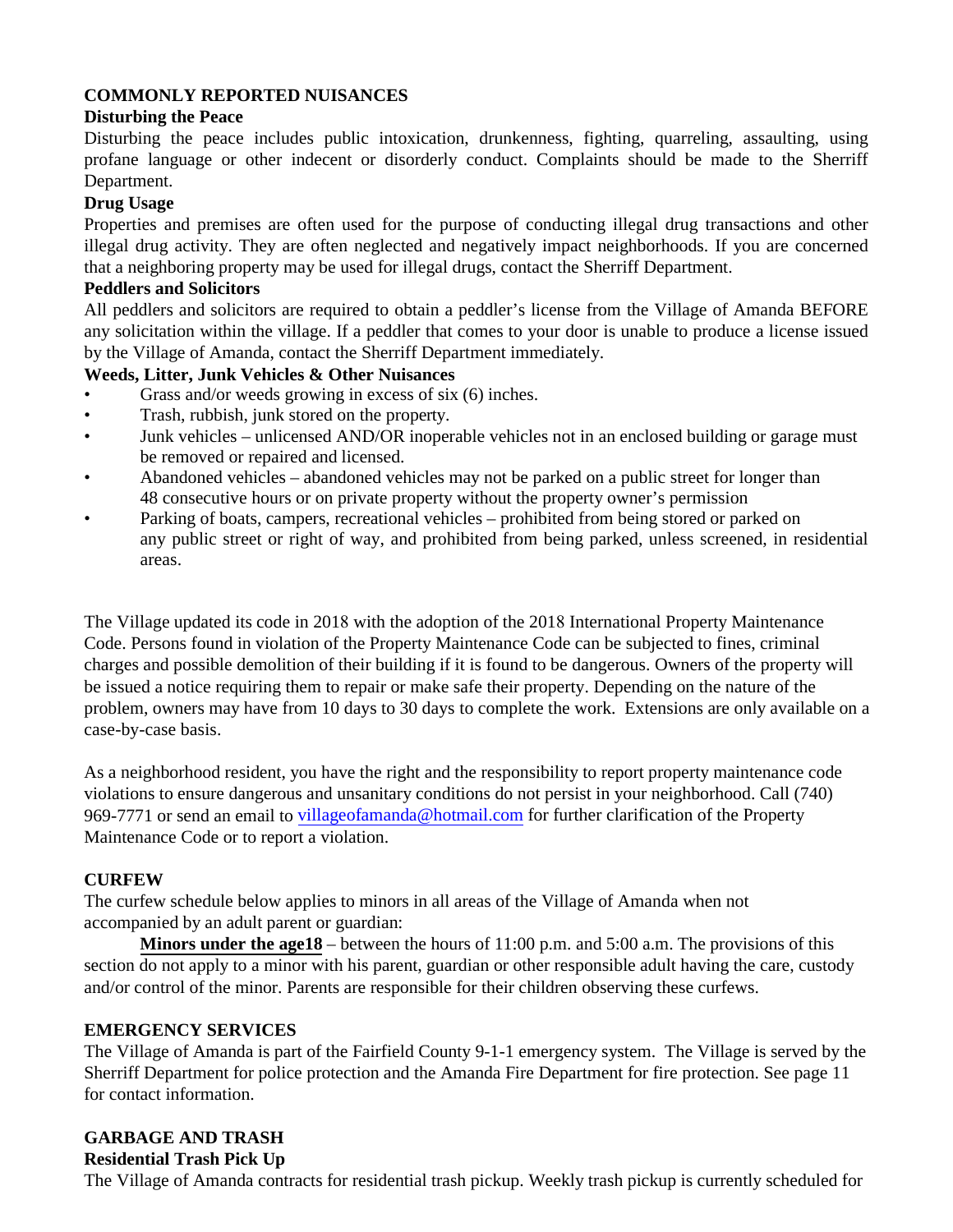## COMMONLY REPORTED NUISANCES

### Disturbing the Peace

Disturbing the peace includes public intoxication, drunkenness, fighting, quarreling, assaulting, using profane language or other indecent or disorderly conduct. Complaints should be made to the Sherriff Department.

### Drug Usage

Properties and premises are often used for the purpose of conducting illegal drug transactions and other illegal drug activity. They are often neglected and negatively impact neighborhoods. If you are concerned that a neighboring property may be used for illegal drugs, contact the Sherriff Department.

### Peddlers and Solicitors

All peddlers and solicitors are required to obtain a peddler's license from the Village of Amanda BEFORE any solicitation within the village. If a peddler that comes to your door is unable to produce a license issued by the Village of Amanda, contact the Sherriff Department immediately.

### Weeds, Litter, Junk Vehicles & Other Nuisances

- Grass and/or weeds growing in excess of six (6) inches.
- Trash, rubbish, junk stored on the property.
- Junk vehicles – unlicensed AND/OR inoperable vehicles not in an enclosed building or garage must be removed or repaired and licensed.
- Abandoned vehicles – abandoned vehicles may not be parked on a public street for longer than 48 consecutive hours or on private property without the property owner's permission
- Parking of boats, campers, recreational vehicles – prohibited from being stored or parked on any public street or right of way, and prohibited from being parked, unless screened, in residential areas.

The Village updated its code in 2018 with the adoption of the 2018 International Property Maintenance Code. Persons found in violation of the Property Maintenance Code can be subjected to fines, criminal charges and possible demolition of their building if it is found to be dangerous. Owners of the property will be issued a notice requiring them to repair or make safe their property. Depending on the nature of the problem, owners may have from 10 days to 30 days to complete the work. Extensions are only available on a case-by-case basis.

As a neighborhood resident, you have the right and the responsibility to report property maintenance code violations to ensure dangerous and unsanitary conditions do not persist in your neighborhood. Call (740) 969-7771 or send an email to villageofamanda@hotmail.com for further clarification of the Property Maintenance Code or to report a violation.

## CURFEW

The curfew schedule below applies to minors in all areas of the Village of Amanda when not accompanied by an adult parent or guardian:

**Minors under the age18** – between the hours of 11:00 p.m. and 5:00 a.m. The provisions of this section do not apply to a minor with his parent, guardian or other responsible adult having the care, custody and/or control of the minor. Parents are responsible for their children observing these curfews.

## EMERGENCY SERVICES

The Village of Amanda is part of the Fairfield County 9-1-1 emergency system. The Village is served by the Sherriff Department for police protection and the Amanda Fire Department for fire protection. See page 11 for contact information.

## GARBAGE AND TRASH

### Residential Trash Pick Up

The Village of Amanda contracts for residential trash pickup. Weekly trash pickup is currently scheduled for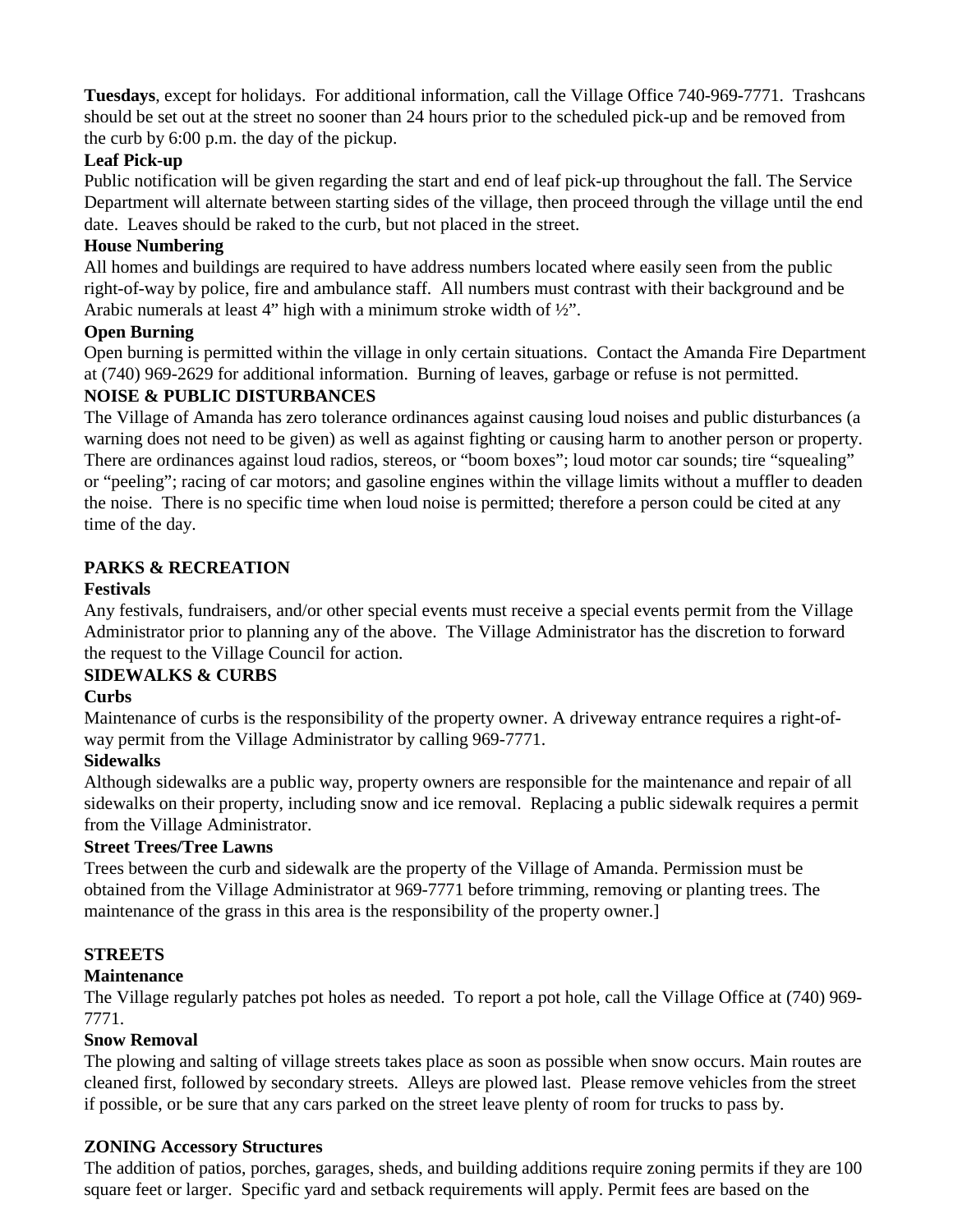**Tuesdays**, except for holidays. For additional information, call the Village Office 740-969-7771. Trashcans should be set out at the street no sooner than 24 hours prior to the scheduled pick-up and be removed from the curb by 6:00 p.m. the day of the pickup.

**Leaf Pick-up**

Public notification will be given regarding the start and end of leaf pick-up throughout the fall. The Service Department will alternate between starting sides of the village, then proceed through the village until the end date. Leaves should be raked to the curb, but not placed in the street.

**House Numbering**

All homes and buildings are required to have address numbers located where easily seen from the public right-of-way by police, fire and ambulance staff. All numbers must contrast with their background and be Arabic numerals at least 4" high with a minimum stroke width of ½".

**Open Burning**

Open burning is permitted within the village in only certain situations. Contact the Amanda Fire Department at (740) 969-2629 for additional information. Burning of leaves, garbage or refuse is not permitted.

**NOISE & PUBLIC DISTURBANCES**

The Village of Amanda has zero tolerance ordinances against causing loud noises and public disturbances (a warning does not need to be given) as well as against fighting or causing harm to another person or property. There are ordinances against loud radios, stereos, or "boom boxes"; loud motor car sounds; tire "squealing" or "peeling"; racing of car motors; and gasoline engines within the village limits without a muffler to deaden the noise. There is no specific time when loud noise is permitted; therefore a person could be cited at any time of the day.

**PARKS & RECREATION**

**Festivals**

Any festivals, fundraisers, and/or other special events must receive a special events permit from the Village Administrator prior to planning any of the above. The Village Administrator has the discretion to forward the request to the Village Council for action.

**SIDEWALKS & CURBS**

**Curbs**

Maintenance of curbs is the responsibility of the property owner. A driveway entrance requires a right-of-way permit from the Village Administrator by calling 969-7771.

**Sidewalks**

Although sidewalks are a public way, property owners are responsible for the maintenance and repair of all sidewalks on their property, including snow and ice removal. Replacing a public sidewalk requires a permit from the Village Administrator.

**Street Trees/Tree Lawns**

Trees between the curb and sidewalk are the property of the Village of Amanda. Permission must be obtained from the Village Administrator at 969-7771 before trimming, removing or planting trees. The maintenance of the grass in this area is the responsibility of the property owner.]

**STREETS**

**Maintenance**

The Village regularly patches pot holes as needed. To report a pot hole, call the Village Office at (740) 969-7771.

**Snow Removal**

The plowing and salting of village streets takes place as soon as possible when snow occurs. Main routes are cleaned first, followed by secondary streets. Alleys are plowed last. Please remove vehicles from the street if possible, or be sure that any cars parked on the street leave plenty of room for trucks to pass by.

**ZONING Accessory Structures**

The addition of patios, porches, garages, sheds, and building additions require zoning permits if they are 100 square feet or larger. Specific yard and setback requirements will apply. Permit fees are based on the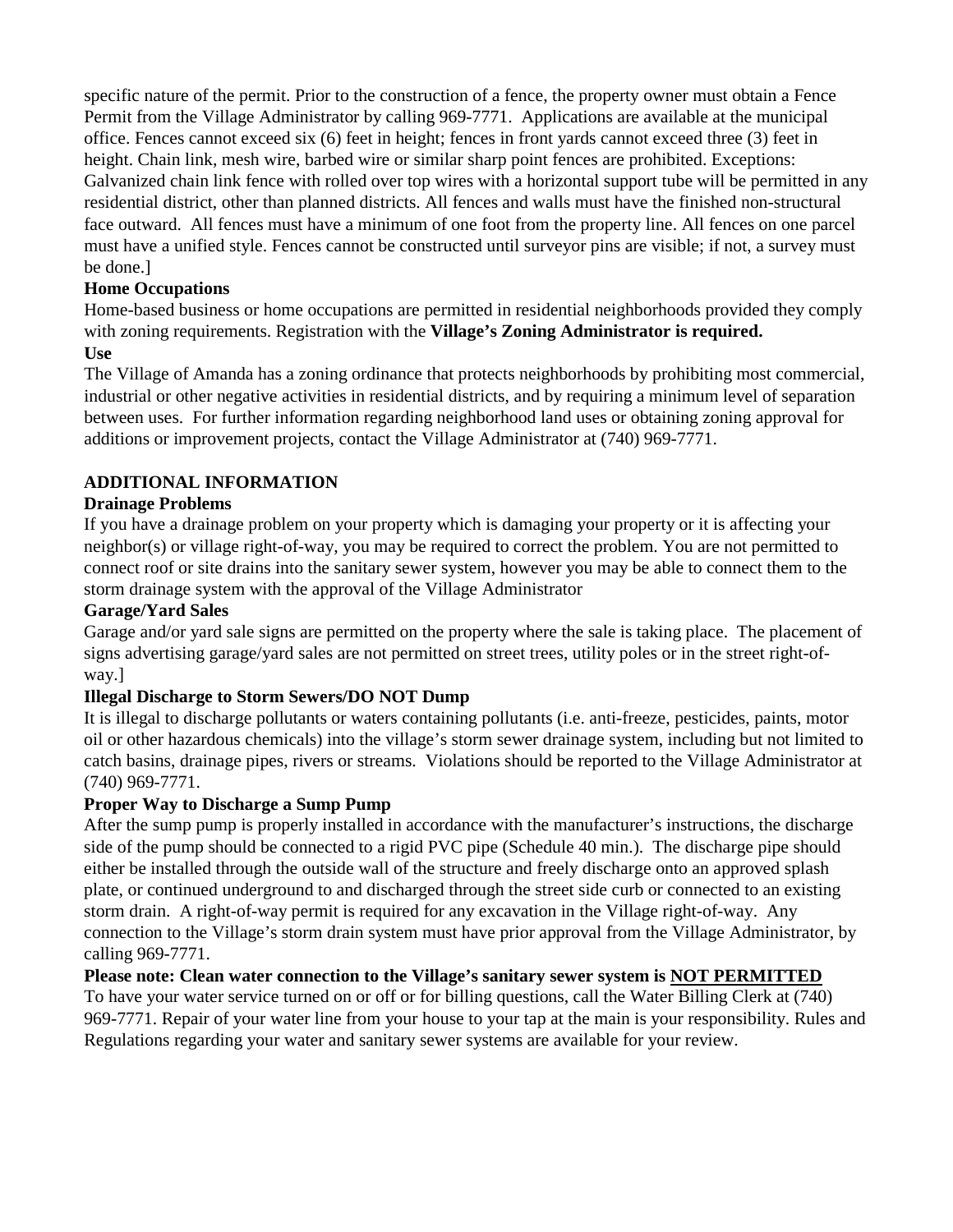specific nature of the permit. Prior to the construction of a fence, the property owner must obtain a Fence Permit from the Village Administrator by calling 969-7771. Applications are available at the municipal office. Fences cannot exceed six (6) feet in height; fences in front yards cannot exceed three (3) feet in height. Chain link, mesh wire, barbed wire or similar sharp point fences are prohibited. Exceptions: Galvanized chain link fence with rolled over top wires with a horizontal support tube will be permitted in any residential district, other than planned districts. All fences and walls must have the finished non-structural face outward. All fences must have a minimum of one foot from the property line. All fences on one parcel must have a unified style. Fences cannot be constructed until surveyor pins are visible; if not, a survey must be done.]

**Home Occupations**

Home-based business or home occupations are permitted in residential neighborhoods provided they comply with zoning requirements. Registration with the **Village's Zoning Administrator is required.**

**Use**

The Village of Amanda has a zoning ordinance that protects neighborhoods by prohibiting most commercial, industrial or other negative activities in residential districts, and by requiring a minimum level of separation between uses. For further information regarding neighborhood land uses or obtaining zoning approval for additions or improvement projects, contact the Village Administrator at (740) 969-7771.

## ADDITIONAL INFORMATION

**Drainage Problems**

If you have a drainage problem on your property which is damaging your property or it is affecting your neighbor(s) or village right-of-way, you may be required to correct the problem. You are not permitted to connect roof or site drains into the sanitary sewer system, however you may be able to connect them to the storm drainage system with the approval of the Village Administrator

**Garage/Yard Sales**

Garage and/or yard sale signs are permitted on the property where the sale is taking place. The placement of signs advertising garage/yard sales are not permitted on street trees, utility poles or in the street right-of-way.]

**Illegal Discharge to Storm Sewers/DO NOT Dump**

It is illegal to discharge pollutants or waters containing pollutants (i.e. anti-freeze, pesticides, paints, motor oil or other hazardous chemicals) into the village's storm sewer drainage system, including but not limited to catch basins, drainage pipes, rivers or streams. Violations should be reported to the Village Administrator at (740) 969-7771.

**Proper Way to Discharge a Sump Pump**

After the sump pump is properly installed in accordance with the manufacturer's instructions, the discharge side of the pump should be connected to a rigid PVC pipe (Schedule 40 min.). The discharge pipe should either be installed through the outside wall of the structure and freely discharge onto an approved splash plate, or continued underground to and discharged through the street side curb or connected to an existing storm drain. A right-of-way permit is required for any excavation in the Village right-of-way. Any connection to the Village's storm drain system must have prior approval from the Village Administrator, by calling 969-7771.

**Please note: Clean water connection to the Village's sanitary sewer system is <u>NOT PERMITTED</u>**

To have your water service turned on or off or for billing questions, call the Water Billing Clerk at (740) 969-7771. Repair of your water line from your house to your tap at the main is your responsibility. Rules and Regulations regarding your water and sanitary sewer systems are available for your review.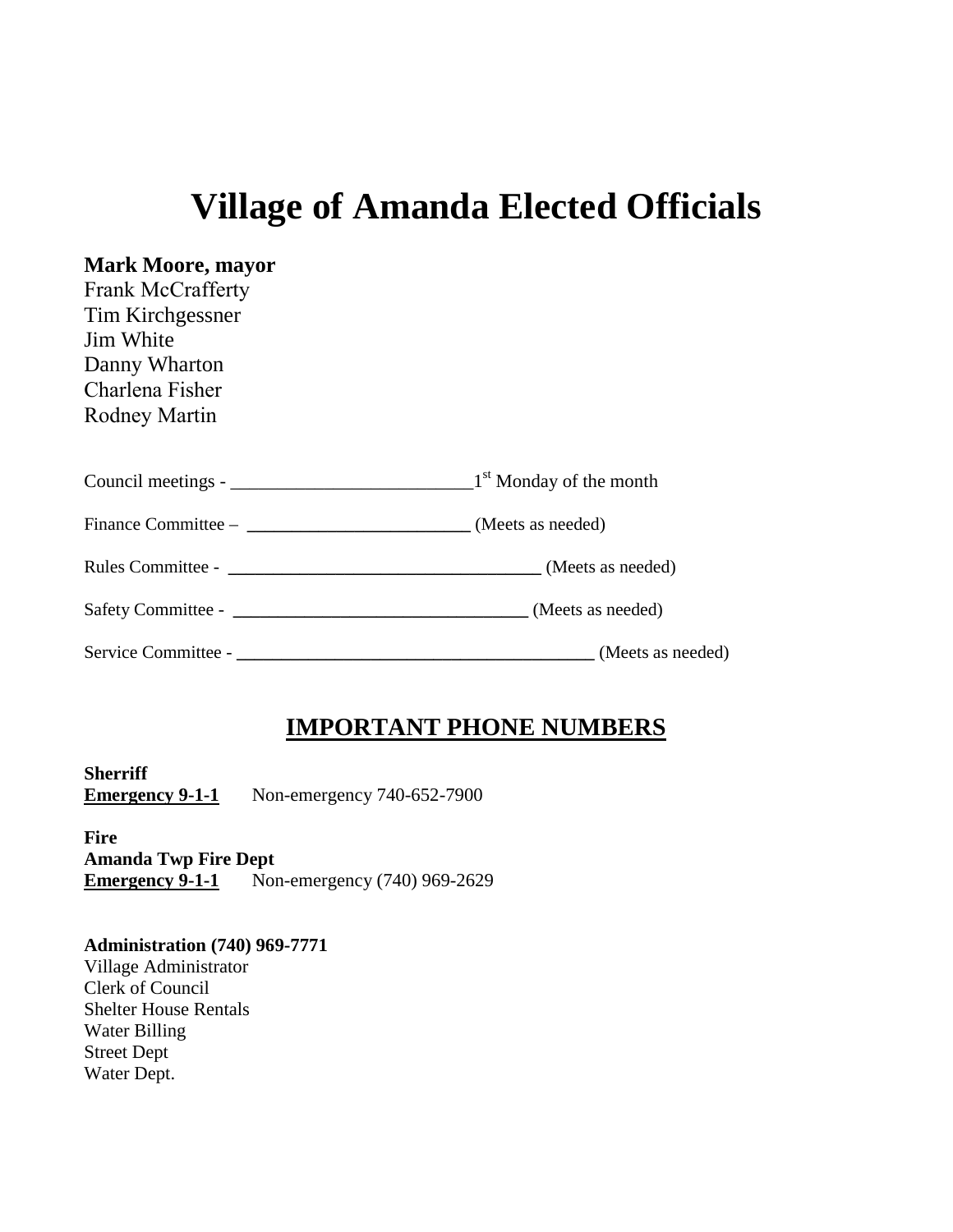# Village of Amanda Elected Officials

**Mark Moore, mayor**
Frank McCrafferty
Tim Kirchgessner
Jim White
Danny Wharton
Charlena Fisher
Rodney Martin

Council meetings - ___________________________1st Monday of the month

Finance Committee – ________________________ (Meets as needed)

Rules Committee - __________________________________ (Meets as needed)

Safety Committee - ________________________________ (Meets as needed)

Service Committee - _______________________________________ (Meets as needed)

## IMPORTANT PHONE NUMBERS

**Sherriff**
**Emergency 9-1-1** Non-emergency 740-652-7900

**Fire**
**Amanda Twp Fire Dept**
**Emergency 9-1-1** Non-emergency (740) 969-2629

**Administration (740) 969-7771**
Village Administrator
Clerk of Council
Shelter House Rentals
Water Billing
Street Dept
Water Dept.